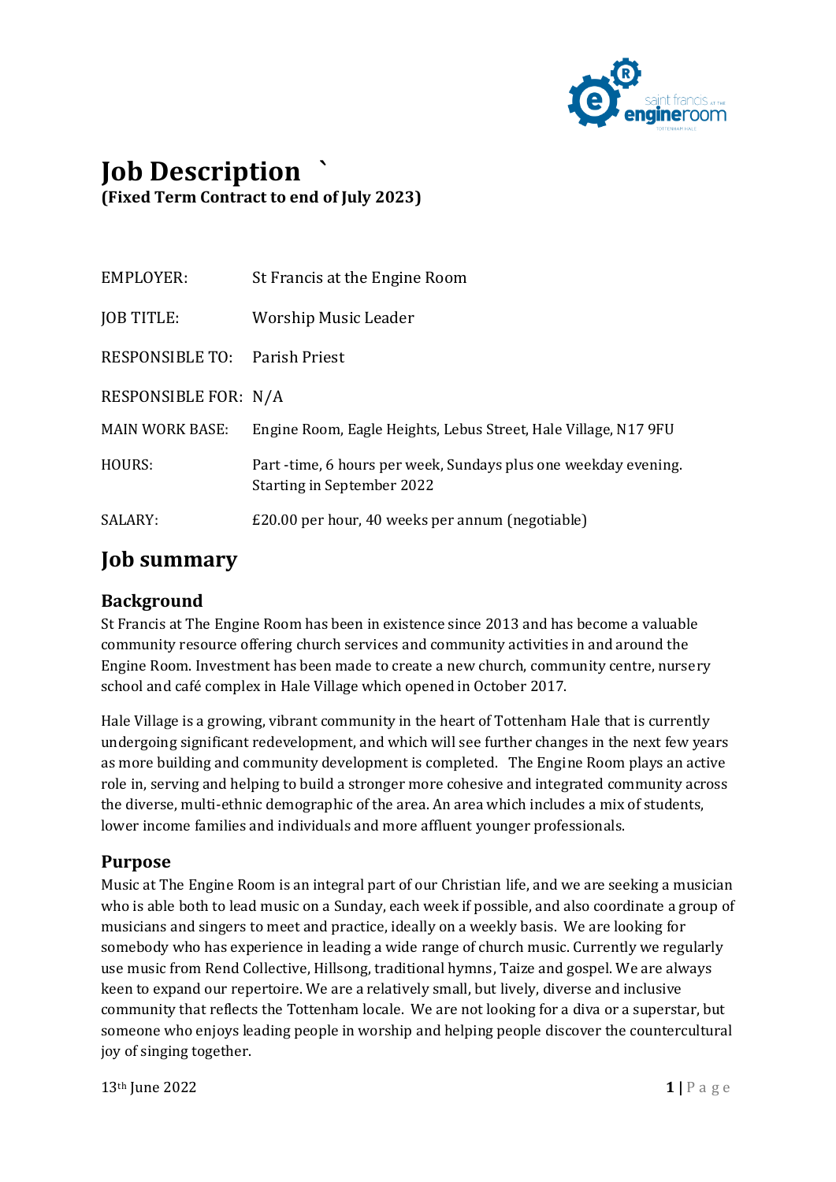# Job Description `

**(Fixed Term Contract to end of July 2023)**

| | |
|---|---|
| EMPLOYER: | St Francis at the Engine Room |
| JOB TITLE: | Worship Music Leader |
| RESPONSIBLE TO: | Parish Priest |
| RESPONSIBLE FOR: | N/A |
| MAIN WORK BASE: | Engine Room, Eagle Heights, Lebus Street, Hale Village, N17 9FU |
| HOURS: | Part -time, 6 hours per week, Sundays plus one weekday evening. Starting in September 2022 |
| SALARY: | £20.00 per hour, 40 weeks per annum (negotiable) |

## Job summary

### Background

St Francis at The Engine Room has been in existence since 2013 and has become a valuable community resource offering church services and community activities in and around the Engine Room. Investment has been made to create a new church, community centre, nursery school and café complex in Hale Village which opened in October 2017.

Hale Village is a growing, vibrant community in the heart of Tottenham Hale that is currently undergoing significant redevelopment, and which will see further changes in the next few years as more building and community development is completed. The Engine Room plays an active role in, serving and helping to build a stronger more cohesive and integrated community across the diverse, multi-ethnic demographic of the area. An area which includes a mix of students, lower income families and individuals and more affluent younger professionals.

### Purpose

Music at The Engine Room is an integral part of our Christian life, and we are seeking a musician who is able both to lead music on a Sunday, each week if possible, and also coordinate a group of musicians and singers to meet and practice, ideally on a weekly basis. We are looking for somebody who has experience in leading a wide range of church music. Currently we regularly use music from Rend Collective, Hillsong, traditional hymns, Taize and gospel. We are always keen to expand our repertoire. We are a relatively small, but lively, diverse and inclusive community that reflects the Tottenham locale. We are not looking for a diva or a superstar, but someone who enjoys leading people in worship and helping people discover the countercultural joy of singing together.

13th June 2022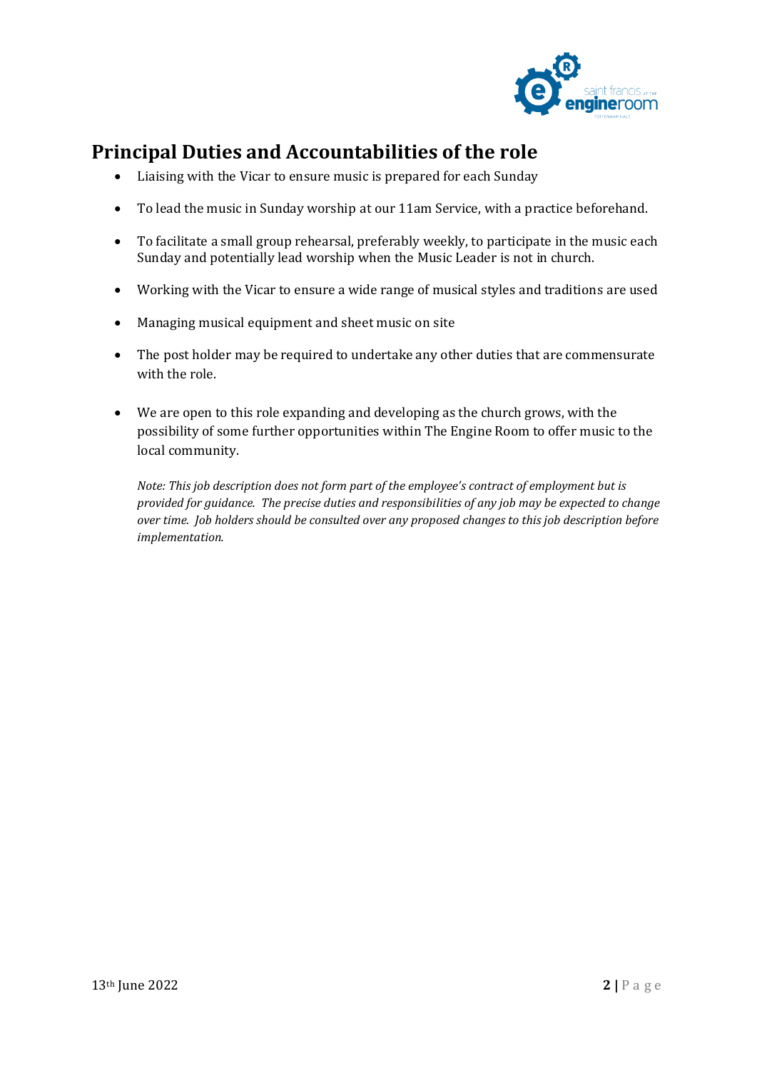## Principal Duties and Accountabilities of the role

- Liaising with the Vicar to ensure music is prepared for each Sunday
- To lead the music in Sunday worship at our 11am Service, with a practice beforehand.
- To facilitate a small group rehearsal, preferably weekly, to participate in the music each Sunday and potentially lead worship when the Music Leader is not in church.
- Working with the Vicar to ensure a wide range of musical styles and traditions are used
- Managing musical equipment and sheet music on site
- The post holder may be required to undertake any other duties that are commensurate with the role.
- We are open to this role expanding and developing as the church grows, with the possibility of some further opportunities within The Engine Room to offer music to the local community.

*Note: This job description does not form part of the employee's contract of employment but is provided for guidance. The precise duties and responsibilities of any job may be expected to change over time. Job holders should be consulted over any proposed changes to this job description before implementation.*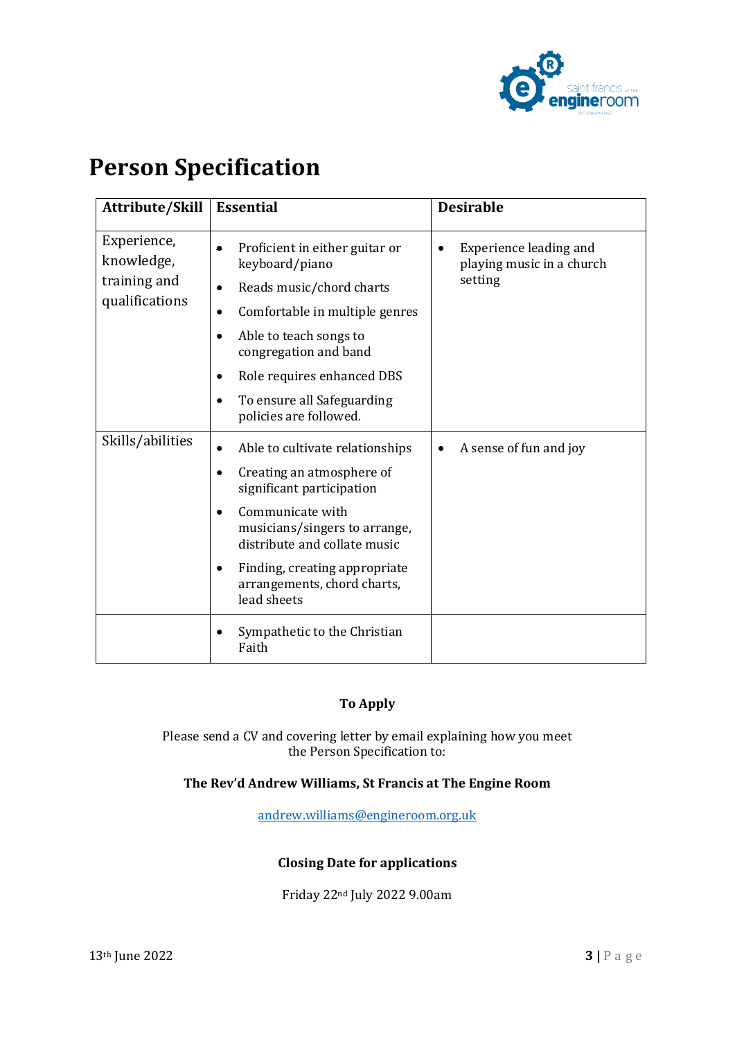# Person Specification

| Attribute/Skill | Essential | Desirable |
|---|---|---|
| Experience, knowledge, training and qualifications | • Proficient in either guitar or keyboard/piano<br>• Reads music/chord charts<br>• Comfortable in multiple genres<br>• Able to teach songs to congregation and band<br>• Role requires enhanced DBS<br>• To ensure all Safeguarding policies are followed. | • Experience leading and playing music in a church setting |
| Skills/abilities | • Able to cultivate relationships<br>• Creating an atmosphere of significant participation<br>• Communicate with musicians/singers to arrange, distribute and collate music<br>• Finding, creating appropriate arrangements, chord charts, lead sheets | • A sense of fun and joy |
| | • Sympathetic to the Christian Faith | |

**To Apply**

Please send a CV and covering letter by email explaining how you meet the Person Specification to:

**The Rev'd Andrew Williams, St Francis at The Engine Room**

andrew.williams@engineroom.org.uk

**Closing Date for applications**

Friday 22nd July 2022 9.00am

13th June 2022